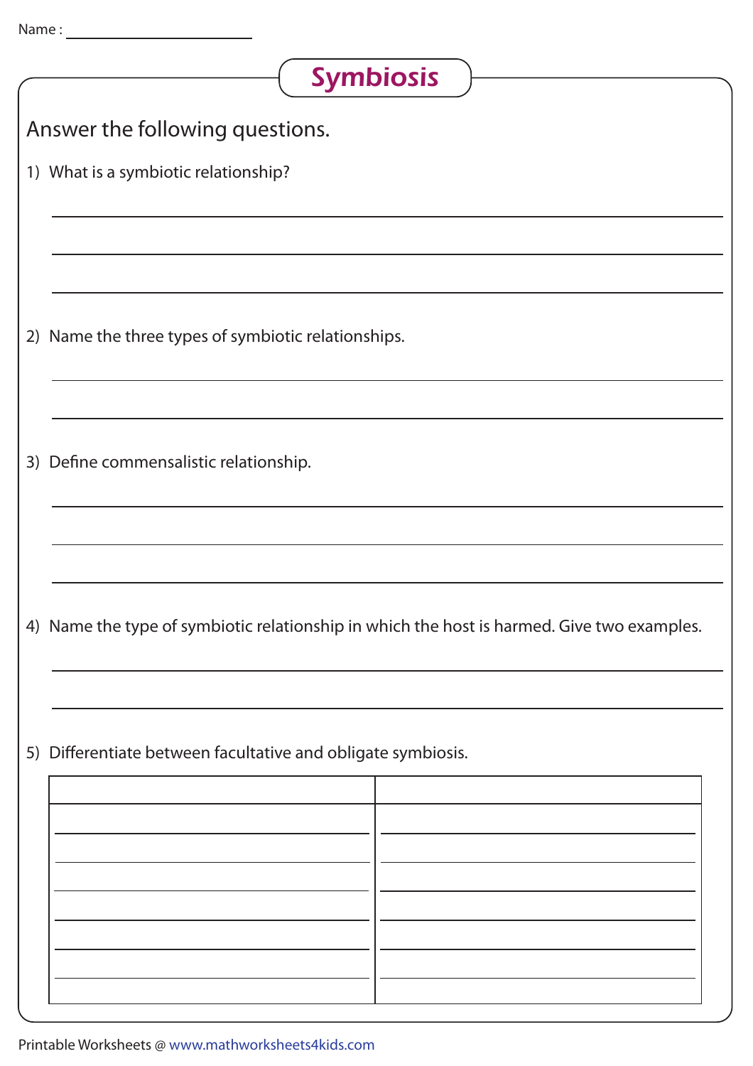Name : ______________________

# Symbiosis

Answer the following questions.

1) What is a symbiotic relationship?

______________________________________________________________________

______________________________________________________________________

______________________________________________________________________

2) Name the three types of symbiotic relationships.

______________________________________________________________________

______________________________________________________________________

3) Define commensalistic relationship.

______________________________________________________________________

______________________________________________________________________

______________________________________________________________________

4) Name the type of symbiotic relationship in which the host is harmed. Give two examples.

______________________________________________________________________

______________________________________________________________________

5) Differentiate between facultative and obligate symbiosis.

| | |
|---|---|
| | |
| | |
| | |
| | |
| | |
| | |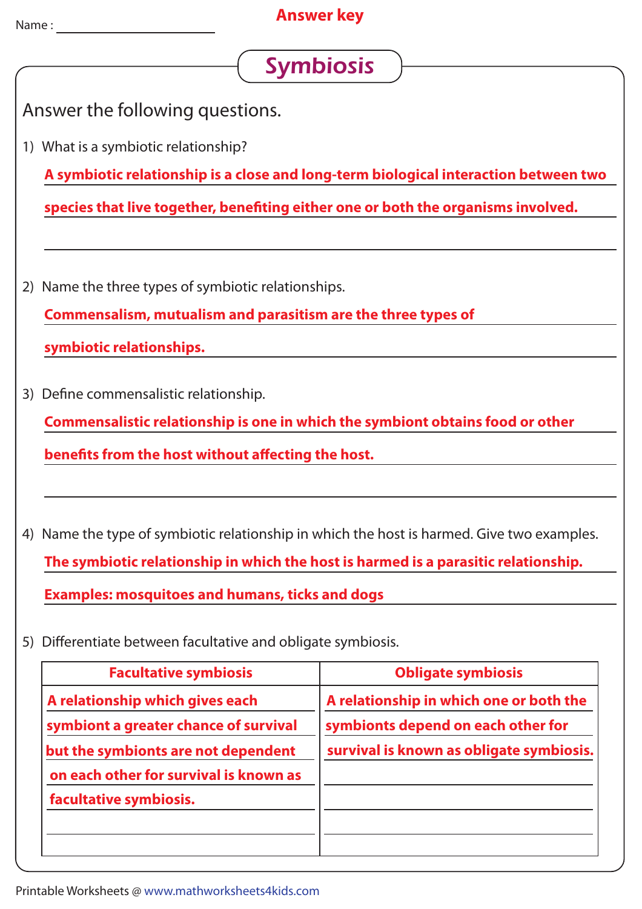Name : ______________________

**Answer key**

# Symbiosis

Answer the following questions.

1) What is a symbiotic relationship?

**A symbiotic relationship is a close and long-term biological interaction between two species that live together, benefiting either one or both the organisms involved.**

2) Name the three types of symbiotic relationships.

**Commensalism, mutualism and parasitism are the three types of symbiotic relationships.**

3) Define commensalistic relationship.

**Commensalistic relationship is one in which the symbiont obtains food or other benefits from the host without affecting the host.**

4) Name the type of symbiotic relationship in which the host is harmed. Give two examples.

**The symbiotic relationship in which the host is harmed is a parasitic relationship.**

**Examples: mosquitoes and humans, ticks and dogs**

5) Differentiate between facultative and obligate symbiosis.

| Facultative symbiosis | Obligate symbiosis |
|---|---|
| **A relationship which gives each symbiont a greater chance of survival but the symbionts are not dependent on each other for survival is known as facultative symbiosis.** | **A relationship in which one or both the symbionts depend on each other for survival is known as obligate symbiosis.** |